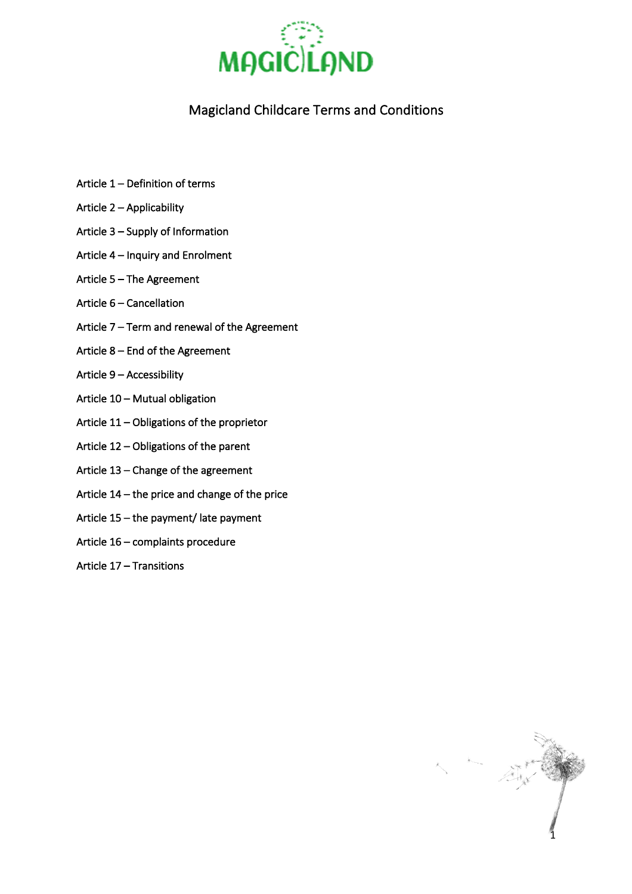# Magicland Childcare Terms and Conditions

Article 1 – Definition of terms

Article 2 – Applicability

Article 3 – Supply of Information

Article 4 – Inquiry and Enrolment

Article 5 – The Agreement

Article 6 – Cancellation

Article 7 – Term and renewal of the Agreement

Article 8 – End of the Agreement

Article 9 – Accessibility

Article 10 – Mutual obligation

Article 11 – Obligations of the proprietor

Article 12 – Obligations of the parent

Article 13 – Change of the agreement

Article 14 – the price and change of the price

Article 15 – the payment/ late payment

Article 16 – complaints procedure

Article 17 – Transitions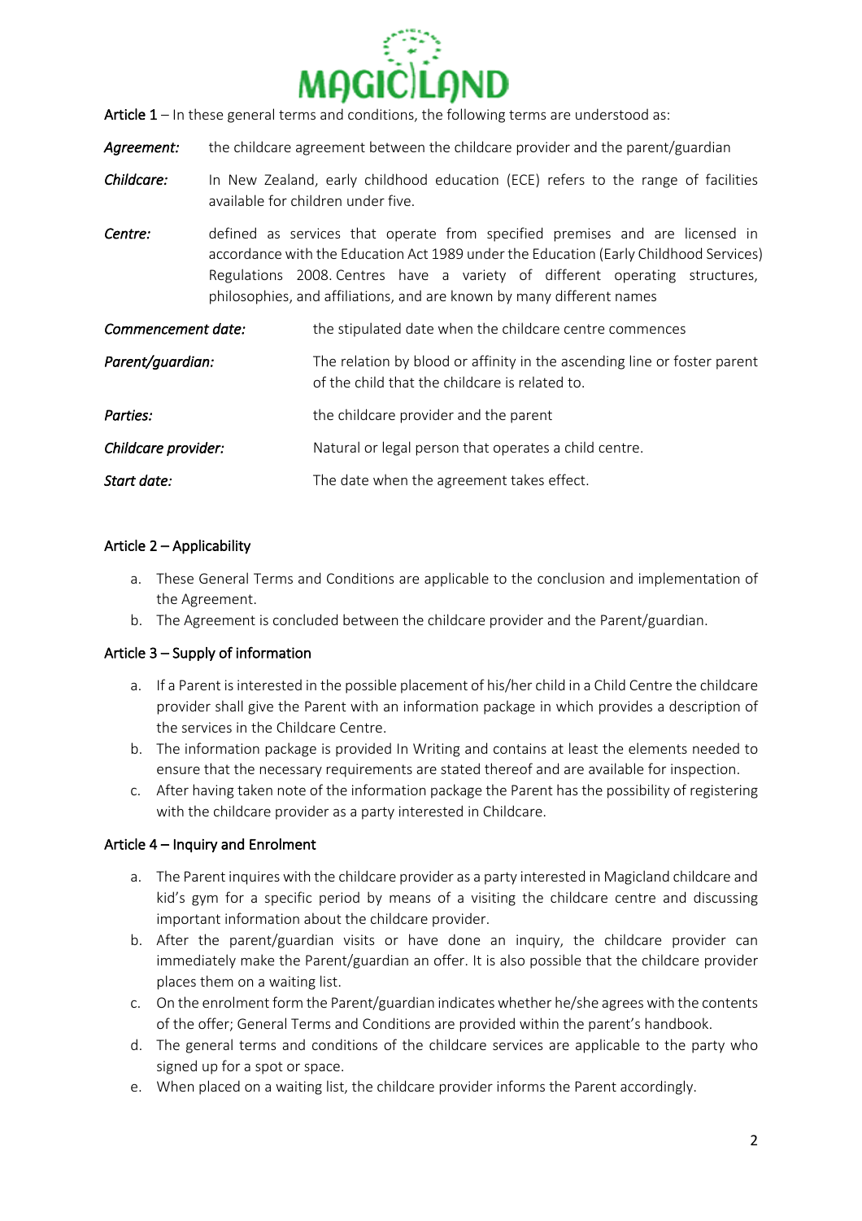**Article 1** – In these general terms and conditions, the following terms are understood as:

***Agreement:*** the childcare agreement between the childcare provider and the parent/guardian

***Childcare:*** In New Zealand, early childhood education (ECE) refers to the range of facilities available for children under five.

***Centre:*** defined as services that operate from specified premises and are licensed in accordance with the Education Act 1989 under the Education (Early Childhood Services) Regulations 2008. Centres have a variety of different operating structures, philosophies, and affiliations, and are known by many different names

***Commencement date:*** the stipulated date when the childcare centre commences

***Parent/guardian:*** The relation by blood or affinity in the ascending line or foster parent of the child that the childcare is related to.

***Parties:*** the childcare provider and the parent

***Childcare provider:*** Natural or legal person that operates a child centre.

***Start date:*** The date when the agreement takes effect.

## Article 2 – Applicability

a. These General Terms and Conditions are applicable to the conclusion and implementation of the Agreement.
b. The Agreement is concluded between the childcare provider and the Parent/guardian.

## Article 3 – Supply of information

a. If a Parent is interested in the possible placement of his/her child in a Child Centre the childcare provider shall give the Parent with an information package in which provides a description of the services in the Childcare Centre.
b. The information package is provided In Writing and contains at least the elements needed to ensure that the necessary requirements are stated thereof and are available for inspection.
c. After having taken note of the information package the Parent has the possibility of registering with the childcare provider as a party interested in Childcare.

## Article 4 – Inquiry and Enrolment

a. The Parent inquires with the childcare provider as a party interested in Magicland childcare and kid's gym for a specific period by means of a visiting the childcare centre and discussing important information about the childcare provider.
b. After the parent/guardian visits or have done an inquiry, the childcare provider can immediately make the Parent/guardian an offer. It is also possible that the childcare provider places them on a waiting list.
c. On the enrolment form the Parent/guardian indicates whether he/she agrees with the contents of the offer; General Terms and Conditions are provided within the parent's handbook.
d. The general terms and conditions of the childcare services are applicable to the party who signed up for a spot or space.
e. When placed on a waiting list, the childcare provider informs the Parent accordingly.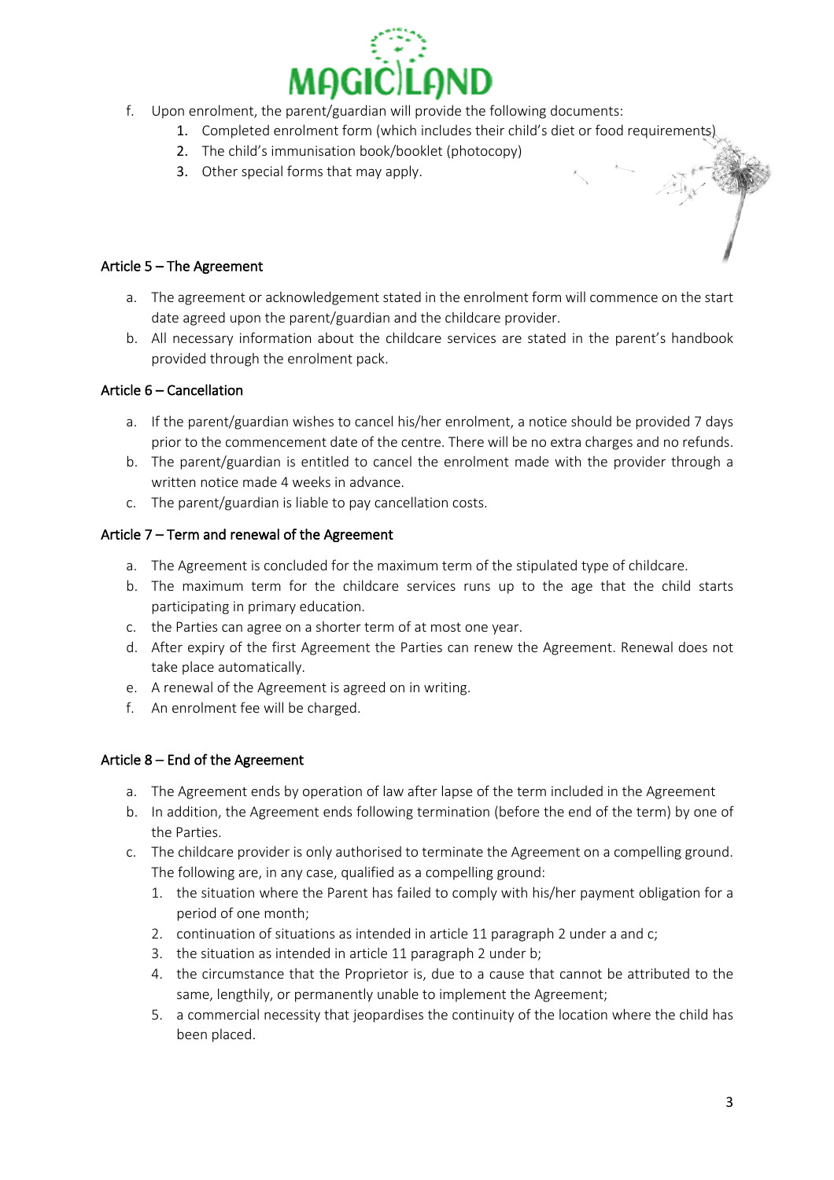f. Upon enrolment, the parent/guardian will provide the following documents:
    1. Completed enrolment form (which includes their child's diet or food requirements)
    2. The child's immunisation book/booklet (photocopy)
    3. Other special forms that may apply.

### Article 5 – The Agreement

a. The agreement or acknowledgement stated in the enrolment form will commence on the start date agreed upon the parent/guardian and the childcare provider.
b. All necessary information about the childcare services are stated in the parent's handbook provided through the enrolment pack.

### Article 6 – Cancellation

a. If the parent/guardian wishes to cancel his/her enrolment, a notice should be provided 7 days prior to the commencement date of the centre. There will be no extra charges and no refunds.
b. The parent/guardian is entitled to cancel the enrolment made with the provider through a written notice made 4 weeks in advance.
c. The parent/guardian is liable to pay cancellation costs.

### Article 7 – Term and renewal of the Agreement

a. The Agreement is concluded for the maximum term of the stipulated type of childcare.
b. The maximum term for the childcare services runs up to the age that the child starts participating in primary education.
c. the Parties can agree on a shorter term of at most one year.
d. After expiry of the first Agreement the Parties can renew the Agreement. Renewal does not take place automatically.
e. A renewal of the Agreement is agreed on in writing.
f. An enrolment fee will be charged.

### Article 8 – End of the Agreement

a. The Agreement ends by operation of law after lapse of the term included in the Agreement
b. In addition, the Agreement ends following termination (before the end of the term) by one of the Parties.
c. The childcare provider is only authorised to terminate the Agreement on a compelling ground. The following are, in any case, qualified as a compelling ground:
    1. the situation where the Parent has failed to comply with his/her payment obligation for a period of one month;
    2. continuation of situations as intended in article 11 paragraph 2 under a and c;
    3. the situation as intended in article 11 paragraph 2 under b;
    4. the circumstance that the Proprietor is, due to a cause that cannot be attributed to the same, lengthily, or permanently unable to implement the Agreement;
    5. a commercial necessity that jeopardises the continuity of the location where the child has been placed.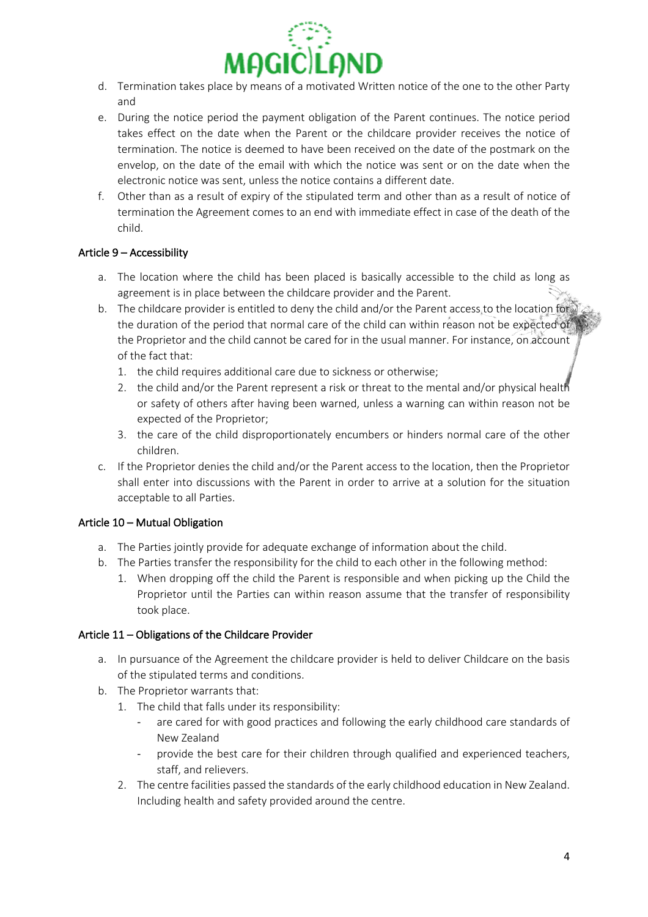d. Termination takes place by means of a motivated Written notice of the one to the other Party and

e. During the notice period the payment obligation of the Parent continues. The notice period takes effect on the date when the Parent or the childcare provider receives the notice of termination. The notice is deemed to have been received on the date of the postmark on the envelop, on the date of the email with which the notice was sent or on the date when the electronic notice was sent, unless the notice contains a different date.

f. Other than as a result of expiry of the stipulated term and other than as a result of notice of termination the Agreement comes to an end with immediate effect in case of the death of the child.

### Article 9 – Accessibility

a. The location where the child has been placed is basically accessible to the child as long as agreement is in place between the childcare provider and the Parent.

b. The childcare provider is entitled to deny the child and/or the Parent access to the location for the duration of the period that normal care of the child can within reason not be expected of the Proprietor and the child cannot be cared for in the usual manner. For instance, on account of the fact that:

   1. the child requires additional care due to sickness or otherwise;
   2. the child and/or the Parent represent a risk or threat to the mental and/or physical health or safety of others after having been warned, unless a warning can within reason not be expected of the Proprietor;
   3. the care of the child disproportionately encumbers or hinders normal care of the other children.

c. If the Proprietor denies the child and/or the Parent access to the location, then the Proprietor shall enter into discussions with the Parent in order to arrive at a solution for the situation acceptable to all Parties.

### Article 10 – Mutual Obligation

a. The Parties jointly provide for adequate exchange of information about the child.

b. The Parties transfer the responsibility for the child to each other in the following method:

   1. When dropping off the child the Parent is responsible and when picking up the Child the Proprietor until the Parties can within reason assume that the transfer of responsibility took place.

### Article 11 – Obligations of the Childcare Provider

a. In pursuance of the Agreement the childcare provider is held to deliver Childcare on the basis of the stipulated terms and conditions.

b. The Proprietor warrants that:

   1. The child that falls under its responsibility:
      - are cared for with good practices and following the early childhood care standards of New Zealand
      - provide the best care for their children through qualified and experienced teachers, staff, and relievers.
   2. The centre facilities passed the standards of the early childhood education in New Zealand. Including health and safety provided around the centre.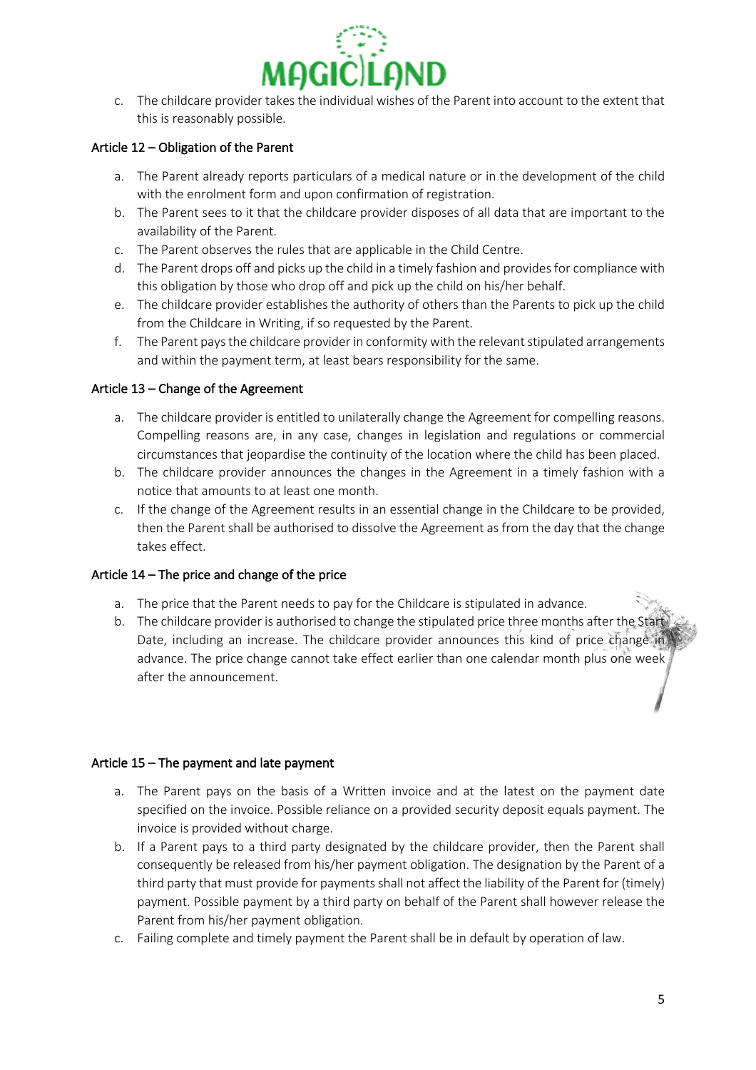c. The childcare provider takes the individual wishes of the Parent into account to the extent that this is reasonably possible.

### Article 12 – Obligation of the Parent

a. The Parent already reports particulars of a medical nature or in the development of the child with the enrolment form and upon confirmation of registration.

b. The Parent sees to it that the childcare provider disposes of all data that are important to the availability of the Parent.

c. The Parent observes the rules that are applicable in the Child Centre.

d. The Parent drops off and picks up the child in a timely fashion and provides for compliance with this obligation by those who drop off and pick up the child on his/her behalf.

e. The childcare provider establishes the authority of others than the Parents to pick up the child from the Childcare in Writing, if so requested by the Parent.

f. The Parent pays the childcare provider in conformity with the relevant stipulated arrangements and within the payment term, at least bears responsibility for the same.

### Article 13 – Change of the Agreement

a. The childcare provider is entitled to unilaterally change the Agreement for compelling reasons. Compelling reasons are, in any case, changes in legislation and regulations or commercial circumstances that jeopardise the continuity of the location where the child has been placed.

b. The childcare provider announces the changes in the Agreement in a timely fashion with a notice that amounts to at least one month.

c. If the change of the Agreement results in an essential change in the Childcare to be provided, then the Parent shall be authorised to dissolve the Agreement as from the day that the change takes effect.

### Article 14 – The price and change of the price

a. The price that the Parent needs to pay for the Childcare is stipulated in advance.

b. The childcare provider is authorised to change the stipulated price three months after the Start Date, including an increase. The childcare provider announces this kind of price change in advance. The price change cannot take effect earlier than one calendar month plus one week after the announcement.

### Article 15 – The payment and late payment

a. The Parent pays on the basis of a Written invoice and at the latest on the payment date specified on the invoice. Possible reliance on a provided security deposit equals payment. The invoice is provided without charge.

b. If a Parent pays to a third party designated by the childcare provider, then the Parent shall consequently be released from his/her payment obligation. The designation by the Parent of a third party that must provide for payments shall not affect the liability of the Parent for (timely) payment. Possible payment by a third party on behalf of the Parent shall however release the Parent from his/her payment obligation.

c. Failing complete and timely payment the Parent shall be in default by operation of law.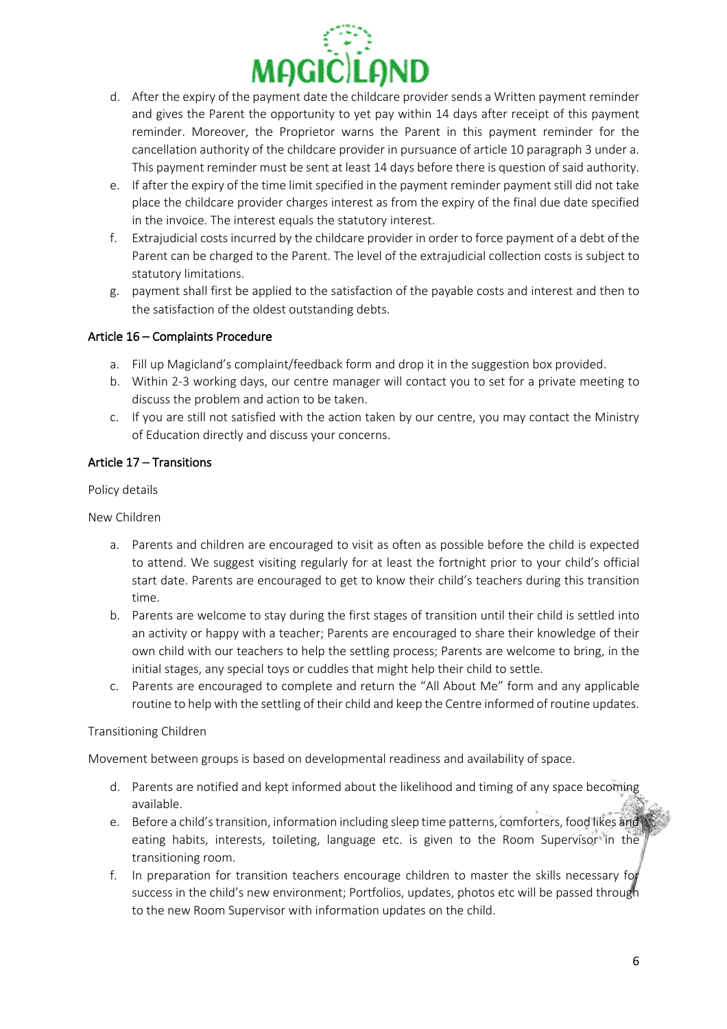d. After the expiry of the payment date the childcare provider sends a Written payment reminder and gives the Parent the opportunity to yet pay within 14 days after receipt of this payment reminder. Moreover, the Proprietor warns the Parent in this payment reminder for the cancellation authority of the childcare provider in pursuance of article 10 paragraph 3 under a. This payment reminder must be sent at least 14 days before there is question of said authority.

e. If after the expiry of the time limit specified in the payment reminder payment still did not take place the childcare provider charges interest as from the expiry of the final due date specified in the invoice. The interest equals the statutory interest.

f. Extrajudicial costs incurred by the childcare provider in order to force payment of a debt of the Parent can be charged to the Parent. The level of the extrajudicial collection costs is subject to statutory limitations.

g. payment shall first be applied to the satisfaction of the payable costs and interest and then to the satisfaction of the oldest outstanding debts.

## Article 16 – Complaints Procedure

a. Fill up Magicland's complaint/feedback form and drop it in the suggestion box provided.

b. Within 2-3 working days, our centre manager will contact you to set for a private meeting to discuss the problem and action to be taken.

c. If you are still not satisfied with the action taken by our centre, you may contact the Ministry of Education directly and discuss your concerns.

## Article 17 – Transitions

Policy details

New Children

a. Parents and children are encouraged to visit as often as possible before the child is expected to attend. We suggest visiting regularly for at least the fortnight prior to your child's official start date. Parents are encouraged to get to know their child's teachers during this transition time.

b. Parents are welcome to stay during the first stages of transition until their child is settled into an activity or happy with a teacher; Parents are encouraged to share their knowledge of their own child with our teachers to help the settling process; Parents are welcome to bring, in the initial stages, any special toys or cuddles that might help their child to settle.

c. Parents are encouraged to complete and return the "All About Me" form and any applicable routine to help with the settling of their child and keep the Centre informed of routine updates.

Transitioning Children

Movement between groups is based on developmental readiness and availability of space.

d. Parents are notified and kept informed about the likelihood and timing of any space becoming available.

e. Before a child's transition, information including sleep time patterns, comforters, food likes and eating habits, interests, toileting, language etc. is given to the Room Supervisor in the transitioning room.

f. In preparation for transition teachers encourage children to master the skills necessary for success in the child's new environment; Portfolios, updates, photos etc will be passed through to the new Room Supervisor with information updates on the child.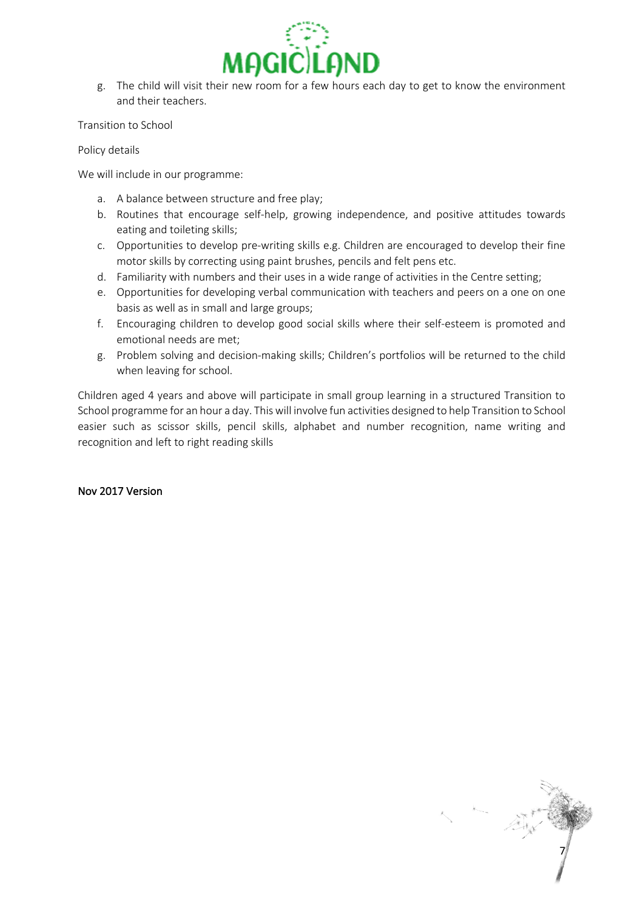g. The child will visit their new room for a few hours each day to get to know the environment and their teachers.

Transition to School

Policy details

We will include in our programme:

a. A balance between structure and free play;
b. Routines that encourage self-help, growing independence, and positive attitudes towards eating and toileting skills;
c. Opportunities to develop pre-writing skills e.g. Children are encouraged to develop their fine motor skills by correcting using paint brushes, pencils and felt pens etc.
d. Familiarity with numbers and their uses in a wide range of activities in the Centre setting;
e. Opportunities for developing verbal communication with teachers and peers on a one on one basis as well as in small and large groups;
f. Encouraging children to develop good social skills where their self-esteem is promoted and emotional needs are met;
g. Problem solving and decision-making skills; Children's portfolios will be returned to the child when leaving for school.

Children aged 4 years and above will participate in small group learning in a structured Transition to School programme for an hour a day. This will involve fun activities designed to help Transition to School easier such as scissor skills, pencil skills, alphabet and number recognition, name writing and recognition and left to right reading skills

Nov 2017 Version